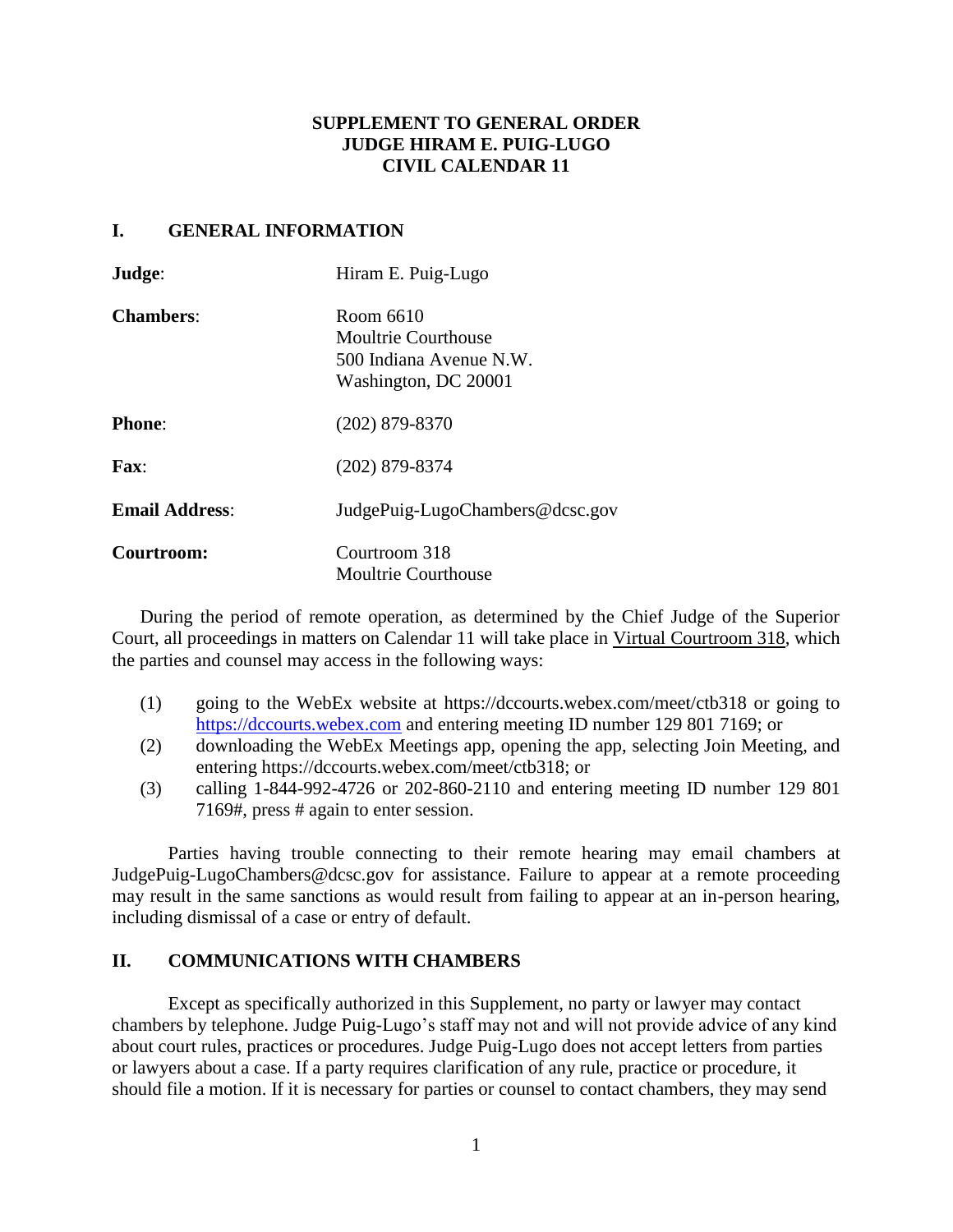**SUPPLEMENT TO GENERAL ORDER**
**JUDGE HIRAM E. PUIG-LUGO**
**CIVIL CALENDAR 11**

## I. GENERAL INFORMATION

| | |
|---|---|
| **Judge**: | Hiram E. Puig-Lugo |
| **Chambers**: | Room 6610<br>Moultrie Courthouse<br>500 Indiana Avenue N.W.<br>Washington, DC 20001 |
| **Phone**: | (202) 879-8370 |
| **Fax**: | (202) 879-8374 |
| **Email Address**: | JudgePuig-LugoChambers@dcsc.gov |
| **Courtroom:** | Courtroom 318<br>Moultrie Courthouse |

During the period of remote operation, as determined by the Chief Judge of the Superior Court, all proceedings in matters on Calendar 11 will take place in Virtual Courtroom 318, which the parties and counsel may access in the following ways:

(1) going to the WebEx website at https://dccourts.webex.com/meet/ctb318 or going to https://dccourts.webex.com and entering meeting ID number 129 801 7169; or

(2) downloading the WebEx Meetings app, opening the app, selecting Join Meeting, and entering https://dccourts.webex.com/meet/ctb318; or

(3) calling 1-844-992-4726 or 202-860-2110 and entering meeting ID number 129 801 7169#, press # again to enter session.

Parties having trouble connecting to their remote hearing may email chambers at JudgePuig-LugoChambers@dcsc.gov for assistance. Failure to appear at a remote proceeding may result in the same sanctions as would result from failing to appear at an in-person hearing, including dismissal of a case or entry of default.

## II. COMMUNICATIONS WITH CHAMBERS

Except as specifically authorized in this Supplement, no party or lawyer may contact chambers by telephone. Judge Puig-Lugo's staff may not and will not provide advice of any kind about court rules, practices or procedures. Judge Puig-Lugo does not accept letters from parties or lawyers about a case. If a party requires clarification of any rule, practice or procedure, it should file a motion. If it is necessary for parties or counsel to contact chambers, they may send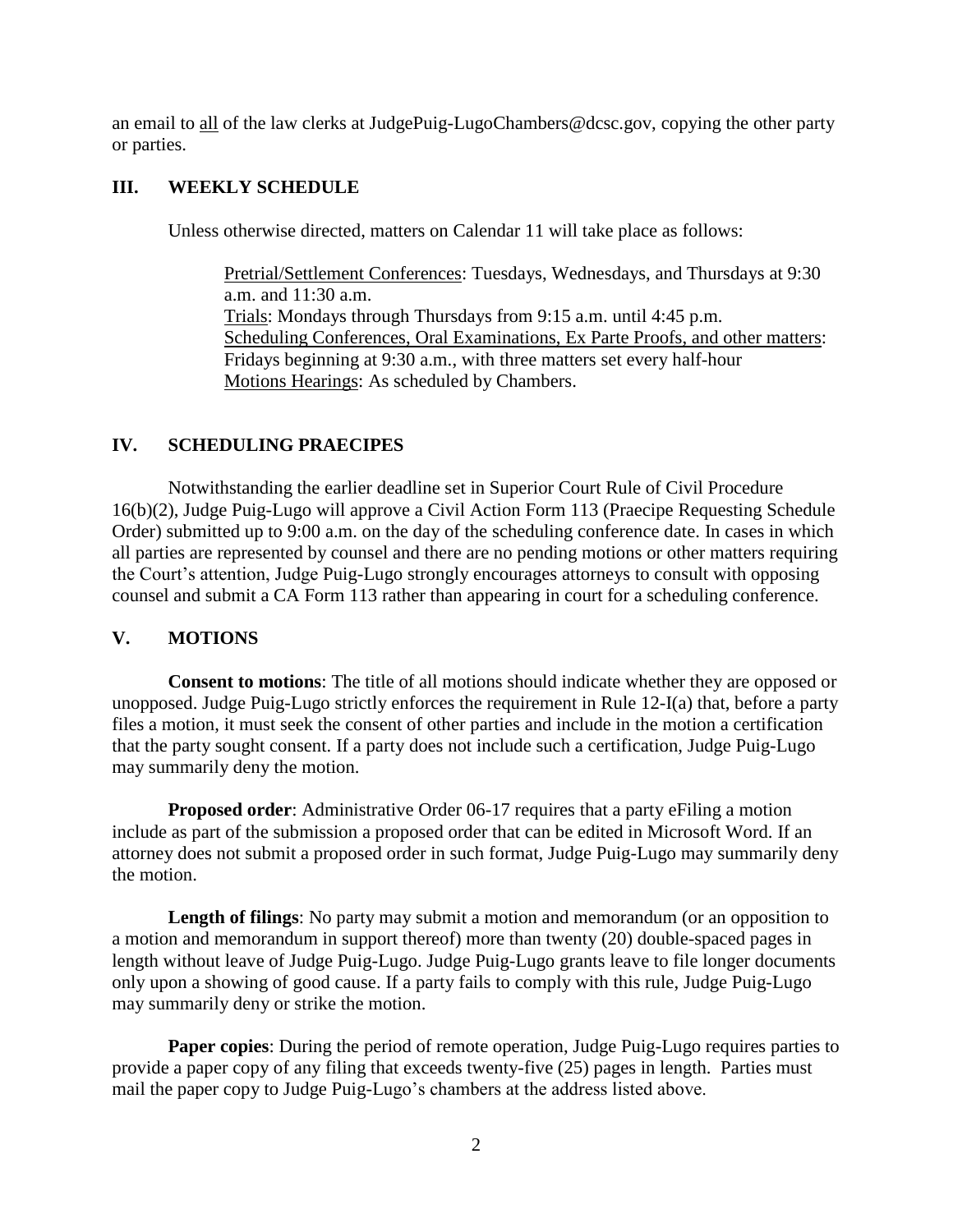an email to <u>all</u> of the law clerks at JudgePuig-LugoChambers@dcsc.gov, copying the other party or parties.

## III. WEEKLY SCHEDULE

Unless otherwise directed, matters on Calendar 11 will take place as follows:

> <u>Pretrial/Settlement Conferences</u>: Tuesdays, Wednesdays, and Thursdays at 9:30 a.m. and 11:30 a.m.
> <u>Trials</u>: Mondays through Thursdays from 9:15 a.m. until 4:45 p.m.
> <u>Scheduling Conferences, Oral Examinations, Ex Parte Proofs, and other matters</u>: Fridays beginning at 9:30 a.m., with three matters set every half-hour
> <u>Motions Hearings</u>: As scheduled by Chambers.

## IV. SCHEDULING PRAECIPES

Notwithstanding the earlier deadline set in Superior Court Rule of Civil Procedure 16(b)(2), Judge Puig-Lugo will approve a Civil Action Form 113 (Praecipe Requesting Schedule Order) submitted up to 9:00 a.m. on the day of the scheduling conference date. In cases in which all parties are represented by counsel and there are no pending motions or other matters requiring the Court's attention, Judge Puig-Lugo strongly encourages attorneys to consult with opposing counsel and submit a CA Form 113 rather than appearing in court for a scheduling conference.

## V. MOTIONS

**Consent to motions**: The title of all motions should indicate whether they are opposed or unopposed. Judge Puig-Lugo strictly enforces the requirement in Rule 12-I(a) that, before a party files a motion, it must seek the consent of other parties and include in the motion a certification that the party sought consent. If a party does not include such a certification, Judge Puig-Lugo may summarily deny the motion.

**Proposed order**: Administrative Order 06-17 requires that a party eFiling a motion include as part of the submission a proposed order that can be edited in Microsoft Word. If an attorney does not submit a proposed order in such format, Judge Puig-Lugo may summarily deny the motion.

**Length of filings**: No party may submit a motion and memorandum (or an opposition to a motion and memorandum in support thereof) more than twenty (20) double-spaced pages in length without leave of Judge Puig-Lugo. Judge Puig-Lugo grants leave to file longer documents only upon a showing of good cause. If a party fails to comply with this rule, Judge Puig-Lugo may summarily deny or strike the motion.

**Paper copies**: During the period of remote operation, Judge Puig-Lugo requires parties to provide a paper copy of any filing that exceeds twenty-five (25) pages in length. Parties must mail the paper copy to Judge Puig-Lugo's chambers at the address listed above.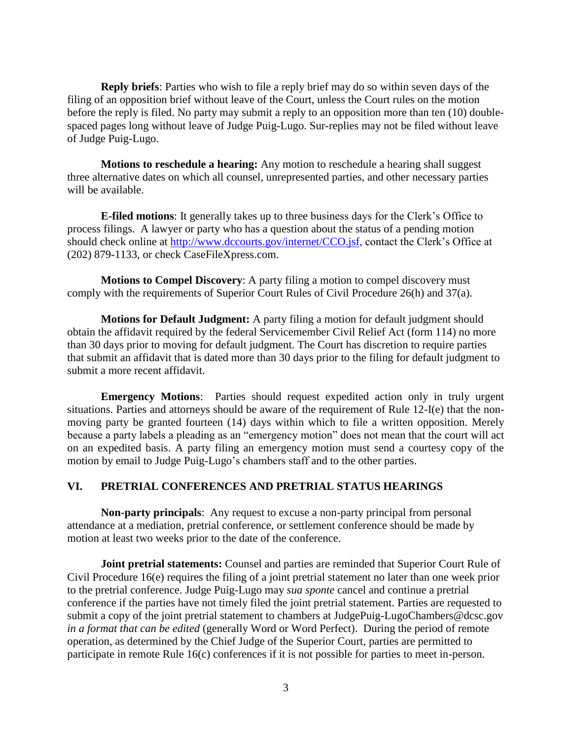**Reply briefs**: Parties who wish to file a reply brief may do so within seven days of the filing of an opposition brief without leave of the Court, unless the Court rules on the motion before the reply is filed. No party may submit a reply to an opposition more than ten (10) double-spaced pages long without leave of Judge Puig-Lugo. Sur-replies may not be filed without leave of Judge Puig-Lugo.

**Motions to reschedule a hearing:** Any motion to reschedule a hearing shall suggest three alternative dates on which all counsel, unrepresented parties, and other necessary parties will be available.

**E-filed motions**: It generally takes up to three business days for the Clerk's Office to process filings. A lawyer or party who has a question about the status of a pending motion should check online at [http://www.dccourts.gov/internet/CCO.jsf](http://www.dccourts.gov/internet/CCO.jsf), contact the Clerk's Office at (202) 879-1133, or check CaseFileXpress.com.

**Motions to Compel Discovery**: A party filing a motion to compel discovery must comply with the requirements of Superior Court Rules of Civil Procedure 26(h) and 37(a).

**Motions for Default Judgment:** A party filing a motion for default judgment should obtain the affidavit required by the federal Servicemember Civil Relief Act (form 114) no more than 30 days prior to moving for default judgment. The Court has discretion to require parties that submit an affidavit that is dated more than 30 days prior to the filing for default judgment to submit a more recent affidavit.

**Emergency Motions**: Parties should request expedited action only in truly urgent situations. Parties and attorneys should be aware of the requirement of Rule 12-I(e) that the non-moving party be granted fourteen (14) days within which to file a written opposition. Merely because a party labels a pleading as an "emergency motion" does not mean that the court will act on an expedited basis. A party filing an emergency motion must send a courtesy copy of the motion by email to Judge Puig-Lugo's chambers staff and to the other parties.

## VI. PRETRIAL CONFERENCES AND PRETRIAL STATUS HEARINGS

**Non-party principals**: Any request to excuse a non-party principal from personal attendance at a mediation, pretrial conference, or settlement conference should be made by motion at least two weeks prior to the date of the conference.

**Joint pretrial statements:** Counsel and parties are reminded that Superior Court Rule of Civil Procedure 16(e) requires the filing of a joint pretrial statement no later than one week prior to the pretrial conference. Judge Puig-Lugo may *sua sponte* cancel and continue a pretrial conference if the parties have not timely filed the joint pretrial statement. Parties are requested to submit a copy of the joint pretrial statement to chambers at JudgePuig-LugoChambers@dcsc.gov *in a format that can be edited* (generally Word or Word Perfect). During the period of remote operation, as determined by the Chief Judge of the Superior Court, parties are permitted to participate in remote Rule 16(c) conferences if it is not possible for parties to meet in-person.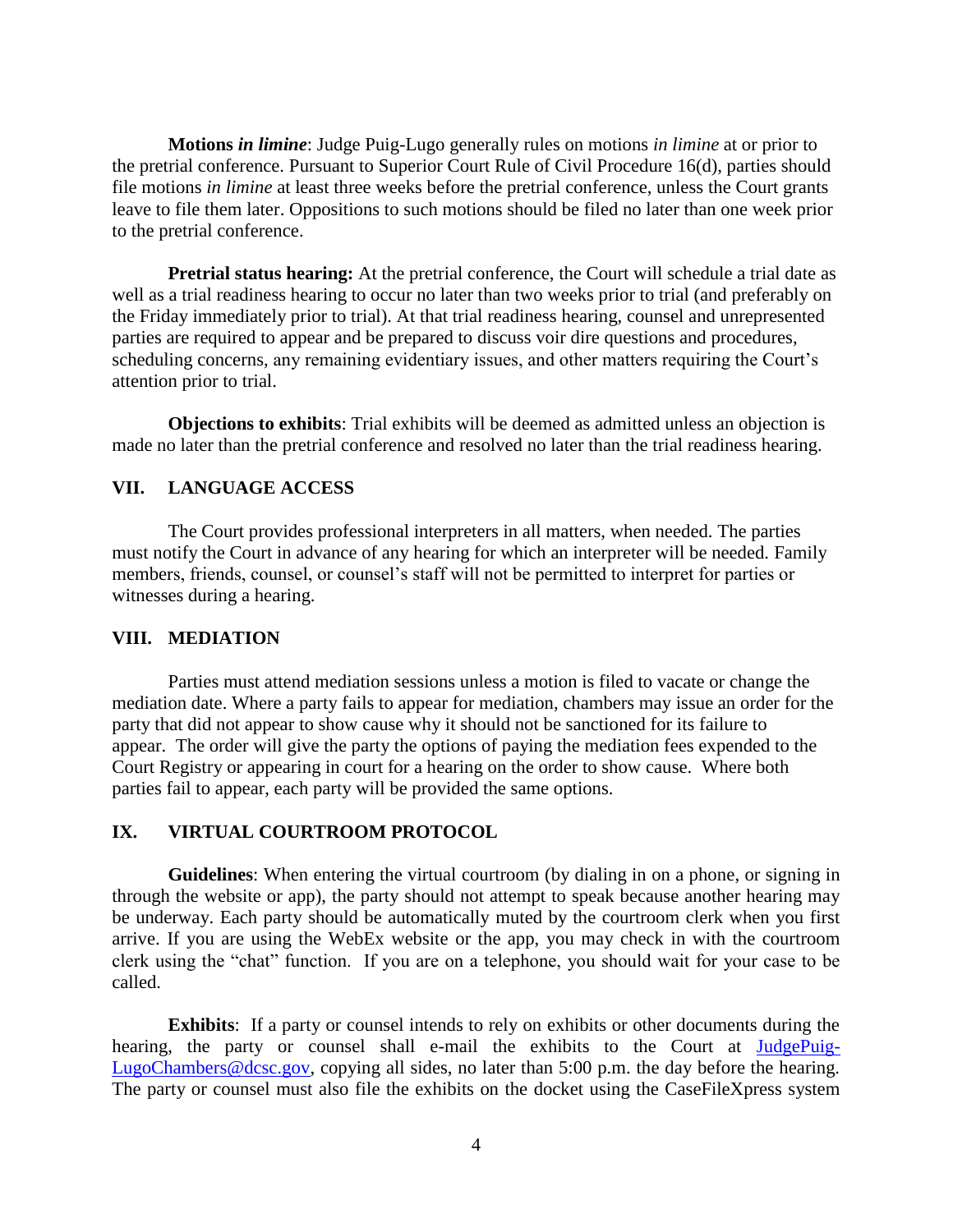**Motions *in limine***: Judge Puig-Lugo generally rules on motions *in limine* at or prior to the pretrial conference. Pursuant to Superior Court Rule of Civil Procedure 16(d), parties should file motions *in limine* at least three weeks before the pretrial conference, unless the Court grants leave to file them later. Oppositions to such motions should be filed no later than one week prior to the pretrial conference.

**Pretrial status hearing:** At the pretrial conference, the Court will schedule a trial date as well as a trial readiness hearing to occur no later than two weeks prior to trial (and preferably on the Friday immediately prior to trial). At that trial readiness hearing, counsel and unrepresented parties are required to appear and be prepared to discuss voir dire questions and procedures, scheduling concerns, any remaining evidentiary issues, and other matters requiring the Court's attention prior to trial.

**Objections to exhibits**: Trial exhibits will be deemed as admitted unless an objection is made no later than the pretrial conference and resolved no later than the trial readiness hearing.

## VII. LANGUAGE ACCESS

The Court provides professional interpreters in all matters, when needed. The parties must notify the Court in advance of any hearing for which an interpreter will be needed. Family members, friends, counsel, or counsel's staff will not be permitted to interpret for parties or witnesses during a hearing.

## VIII. MEDIATION

Parties must attend mediation sessions unless a motion is filed to vacate or change the mediation date. Where a party fails to appear for mediation, chambers may issue an order for the party that did not appear to show cause why it should not be sanctioned for its failure to appear. The order will give the party the options of paying the mediation fees expended to the Court Registry or appearing in court for a hearing on the order to show cause. Where both parties fail to appear, each party will be provided the same options.

## IX. VIRTUAL COURTROOM PROTOCOL

**Guidelines**: When entering the virtual courtroom (by dialing in on a phone, or signing in through the website or app), the party should not attempt to speak because another hearing may be underway. Each party should be automatically muted by the courtroom clerk when you first arrive. If you are using the WebEx website or the app, you may check in with the courtroom clerk using the "chat" function. If you are on a telephone, you should wait for your case to be called.

**Exhibits**: If a party or counsel intends to rely on exhibits or other documents during the hearing, the party or counsel shall e-mail the exhibits to the Court at [JudgePuig-LugoChambers@dcsc.gov](mailto:JudgePuig-LugoChambers@dcsc.gov), copying all sides, no later than 5:00 p.m. the day before the hearing. The party or counsel must also file the exhibits on the docket using the CaseFileXpress system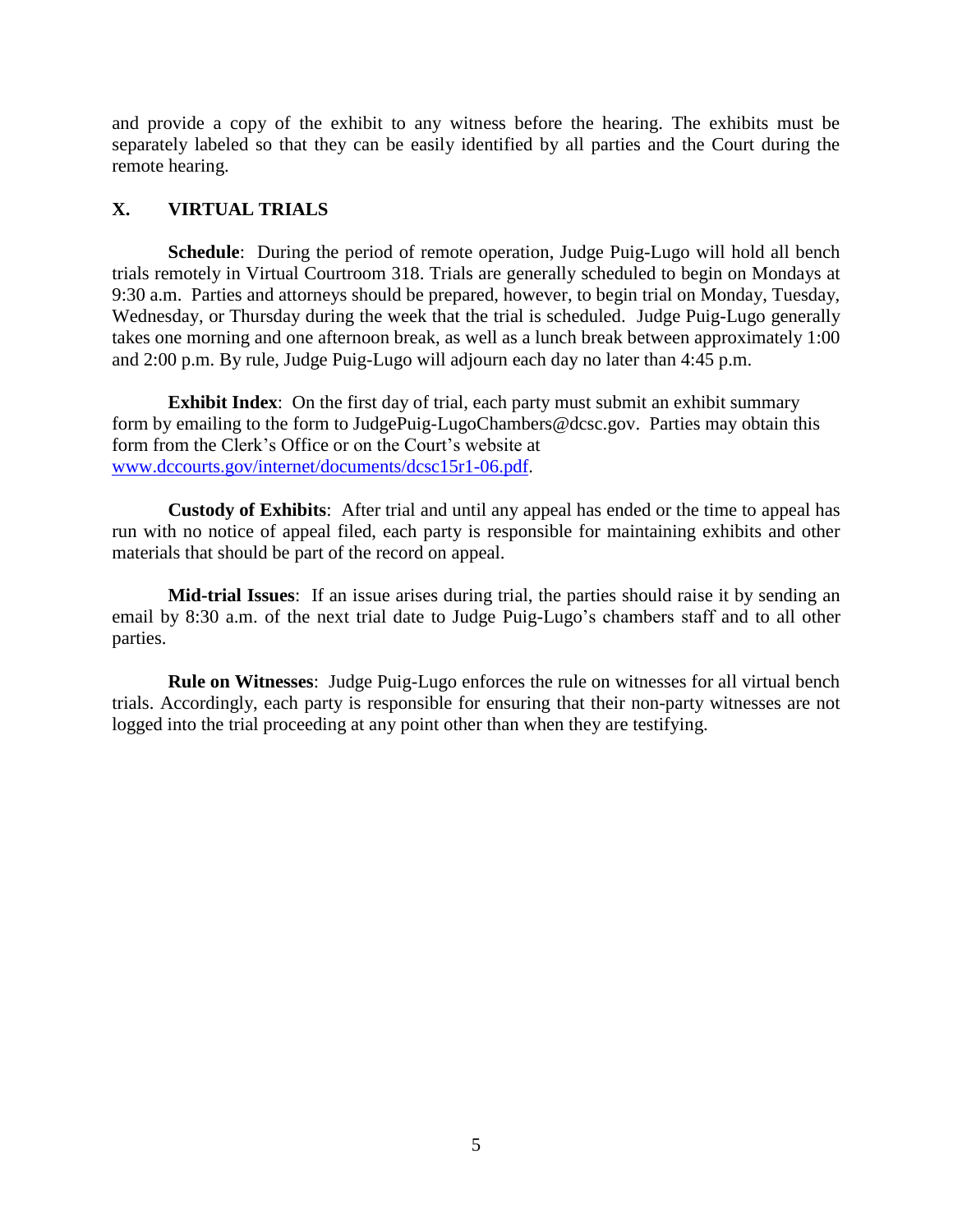and provide a copy of the exhibit to any witness before the hearing. The exhibits must be separately labeled so that they can be easily identified by all parties and the Court during the remote hearing.

## X. VIRTUAL TRIALS

**Schedule**: During the period of remote operation, Judge Puig-Lugo will hold all bench trials remotely in Virtual Courtroom 318. Trials are generally scheduled to begin on Mondays at 9:30 a.m. Parties and attorneys should be prepared, however, to begin trial on Monday, Tuesday, Wednesday, or Thursday during the week that the trial is scheduled. Judge Puig-Lugo generally takes one morning and one afternoon break, as well as a lunch break between approximately 1:00 and 2:00 p.m. By rule, Judge Puig-Lugo will adjourn each day no later than 4:45 p.m.

**Exhibit Index**: On the first day of trial, each party must submit an exhibit summary form by emailing to the form to JudgePuig-LugoChambers@dcsc.gov. Parties may obtain this form from the Clerk's Office or on the Court's website at [www.dccourts.gov/internet/documents/dcsc15r1-06.pdf](www.dccourts.gov/internet/documents/dcsc15r1-06.pdf).

**Custody of Exhibits**: After trial and until any appeal has ended or the time to appeal has run with no notice of appeal filed, each party is responsible for maintaining exhibits and other materials that should be part of the record on appeal.

**Mid-trial Issues**: If an issue arises during trial, the parties should raise it by sending an email by 8:30 a.m. of the next trial date to Judge Puig-Lugo's chambers staff and to all other parties.

**Rule on Witnesses**: Judge Puig-Lugo enforces the rule on witnesses for all virtual bench trials. Accordingly, each party is responsible for ensuring that their non-party witnesses are not logged into the trial proceeding at any point other than when they are testifying.